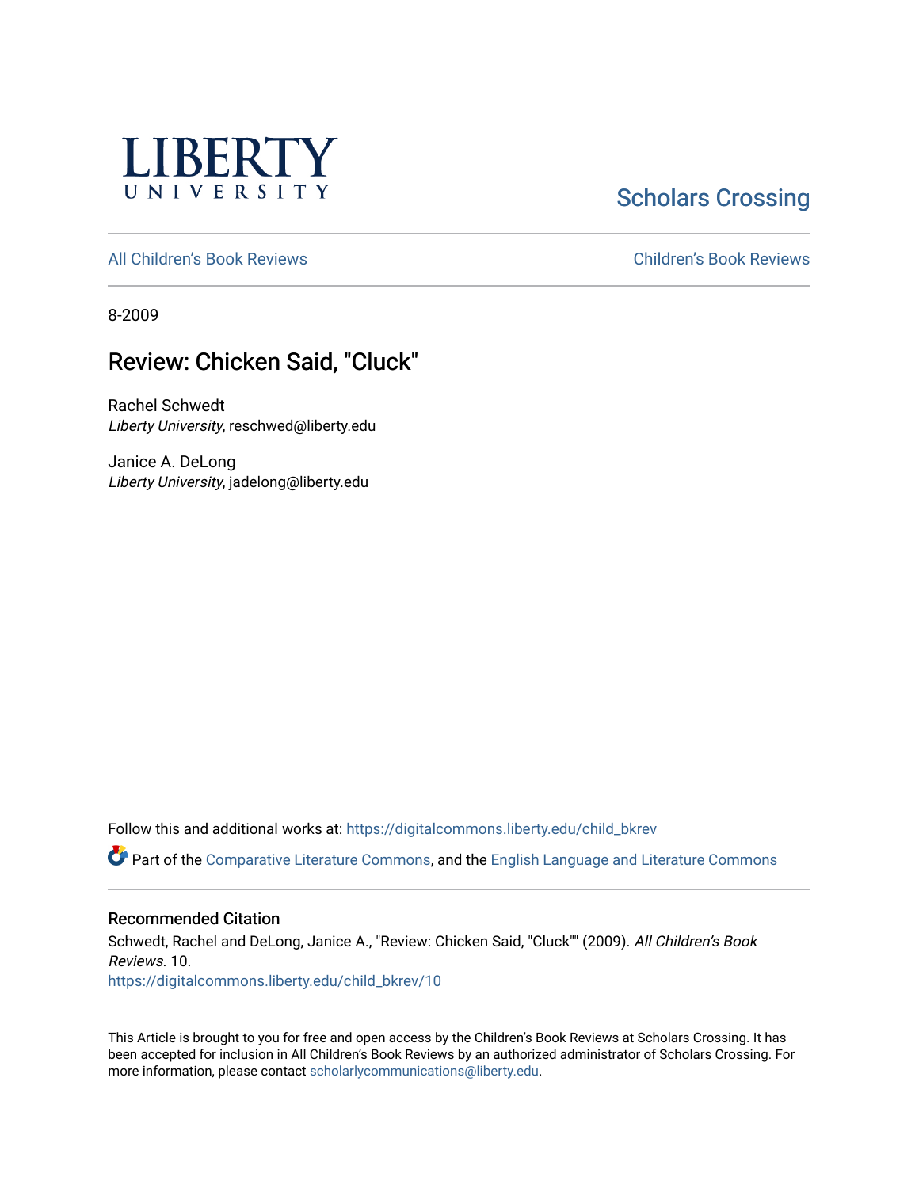LIBERTY UNIVERSITY

Scholars Crossing

All Children's Book Reviews

Children's Book Reviews

8-2009

# Review: Chicken Said, "Cluck"

Rachel Schwedt
*Liberty University*, reschwed@liberty.edu

Janice A. DeLong
*Liberty University*, jadelong@liberty.edu

Follow this and additional works at: https://digitalcommons.liberty.edu/child_bkrev

Part of the Comparative Literature Commons, and the English Language and Literature Commons

## Recommended Citation

Schwedt, Rachel and DeLong, Janice A., "Review: Chicken Said, "Cluck"" (2009). *All Children's Book Reviews*. 10.
https://digitalcommons.liberty.edu/child_bkrev/10

This Article is brought to you for free and open access by the Children's Book Reviews at Scholars Crossing. It has been accepted for inclusion in All Children's Book Reviews by an authorized administrator of Scholars Crossing. For more information, please contact scholarlycommunications@liberty.edu.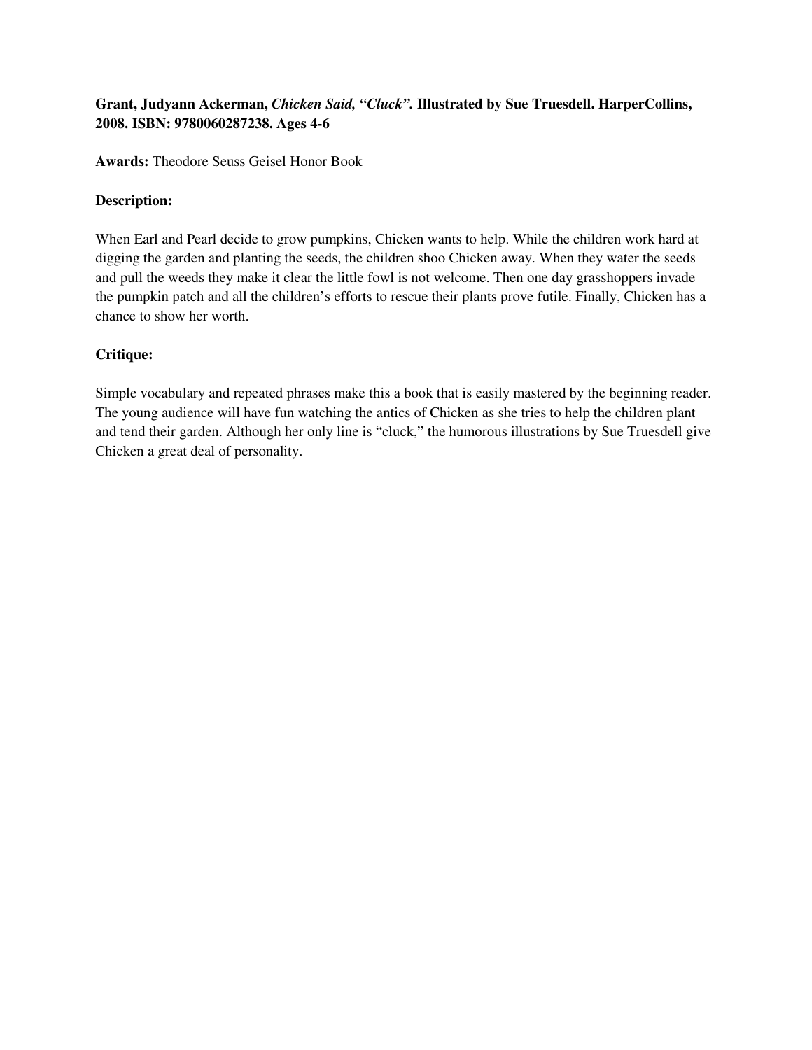**Grant, Judyann Ackerman, *Chicken Said, "Cluck".* Illustrated by Sue Truesdell. HarperCollins, 2008. ISBN: 9780060287238. Ages 4-6**

**Awards:** Theodore Seuss Geisel Honor Book

**Description:**

When Earl and Pearl decide to grow pumpkins, Chicken wants to help. While the children work hard at digging the garden and planting the seeds, the children shoo Chicken away. When they water the seeds and pull the weeds they make it clear the little fowl is not welcome. Then one day grasshoppers invade the pumpkin patch and all the children's efforts to rescue their plants prove futile. Finally, Chicken has a chance to show her worth.

**Critique:**

Simple vocabulary and repeated phrases make this a book that is easily mastered by the beginning reader. The young audience will have fun watching the antics of Chicken as she tries to help the children plant and tend their garden. Although her only line is "cluck," the humorous illustrations by Sue Truesdell give Chicken a great deal of personality.